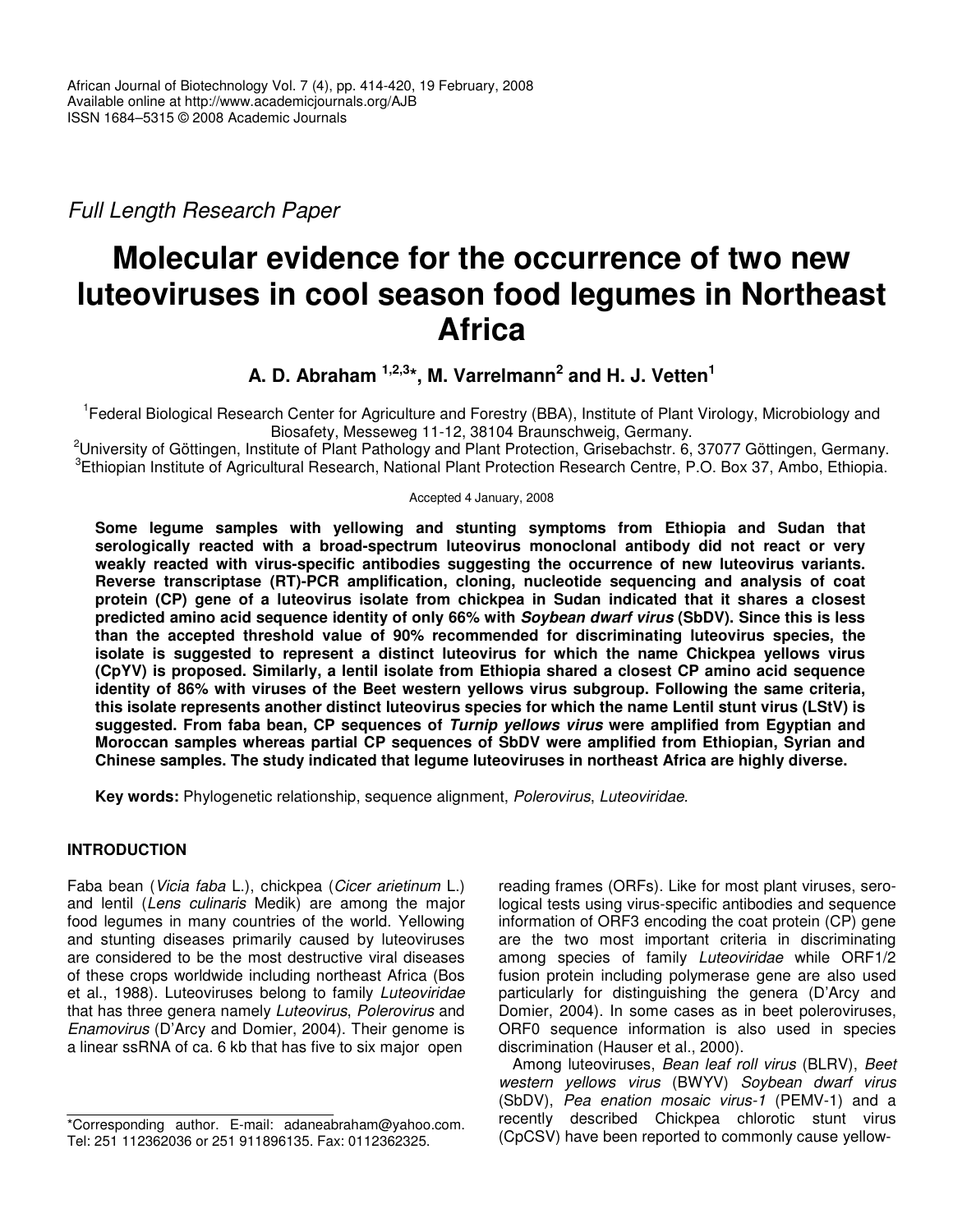*Full Length Research Paper*

# Molecular evidence for the occurrence of two new luteoviruses in cool season food legumes in Northeast Africa

**A. D. Abraham [1,2,3]*, M. Varrelmann[2] and H. J. Vetten[1]**

[1]Federal Biological Research Center for Agriculture and Forestry (BBA), Institute of Plant Virology, Microbiology and Biosafety, Messeweg 11-12, 38104 Braunschweig, Germany.
[2]University of Göttingen, Institute of Plant Pathology and Plant Protection, Grisebachstr. 6, 37077 Göttingen, Germany.
[3]Ethiopian Institute of Agricultural Research, National Plant Protection Research Centre, P.O. Box 37, Ambo, Ethiopia.

Accepted 4 January, 2008

**Some legume samples with yellowing and stunting symptoms from Ethiopia and Sudan that serologically reacted with a broad-spectrum luteovirus monoclonal antibody did not react or very weakly reacted with virus-specific antibodies suggesting the occurrence of new luteovirus variants. Reverse transcriptase (RT)-PCR amplification, cloning, nucleotide sequencing and analysis of coat protein (CP) gene of a luteovirus isolate from chickpea in Sudan indicated that it shares a closest predicted amino acid sequence identity of only 66% with *Soybean dwarf virus* (SbDV). Since this is less than the accepted threshold value of 90% recommended for discriminating luteovirus species, the isolate is suggested to represent a distinct luteovirus for which the name Chickpea yellows virus (CpYV) is proposed. Similarly, a lentil isolate from Ethiopia shared a closest CP amino acid sequence identity of 86% with viruses of the Beet western yellows virus subgroup. Following the same criteria, this isolate represents another distinct luteovirus species for which the name Lentil stunt virus (LStV) is suggested. From faba bean, CP sequences of *Turnip yellows virus* were amplified from Egyptian and Moroccan samples whereas partial CP sequences of SbDV were amplified from Ethiopian, Syrian and Chinese samples. The study indicated that legume luteoviruses in northeast Africa are highly diverse.**

**Key words:** Phylogenetic relationship, sequence alignment, *Polerovirus*, *Luteoviridae*.

## INTRODUCTION

Faba bean (*Vicia faba* L.), chickpea (*Cicer arietinum* L.) and lentil (*Lens culinaris* Medik) are among the major food legumes in many countries of the world. Yellowing and stunting diseases primarily caused by luteoviruses are considered to be the most destructive viral diseases of these crops worldwide including northeast Africa (Bos et al., 1988). Luteoviruses belong to family *Luteoviridae* that has three genera namely *Luteovirus*, *Polerovirus* and *Enamovirus* (D'Arcy and Domier, 2004). Their genome is a linear ssRNA of ca. 6 kb that has five to six major open reading frames (ORFs). Like for most plant viruses, serological tests using virus-specific antibodies and sequence information of ORF3 encoding the coat protein (CP) gene are the two most important criteria in discriminating among species of family *Luteoviridae* while ORF1/2 fusion protein including polymerase gene are also used particularly for distinguishing the genera (D'Arcy and Domier, 2004). In some cases as in beet poleroviruses, ORF0 sequence information is also used in species discrimination (Hauser et al., 2000).

Among luteoviruses, *Bean leaf roll virus* (BLRV), *Beet western yellows virus* (BWYV) *Soybean dwarf virus* (SbDV), *Pea enation mosaic virus-1* (PEMV-1) and a recently described Chickpea chlorotic stunt virus (CpCSV) have been reported to commonly cause yellow-

*Corresponding author. E-mail: adaneabraham@yahoo.com. Tel: 251 112362036 or 251 911896135. Fax: 0112362325.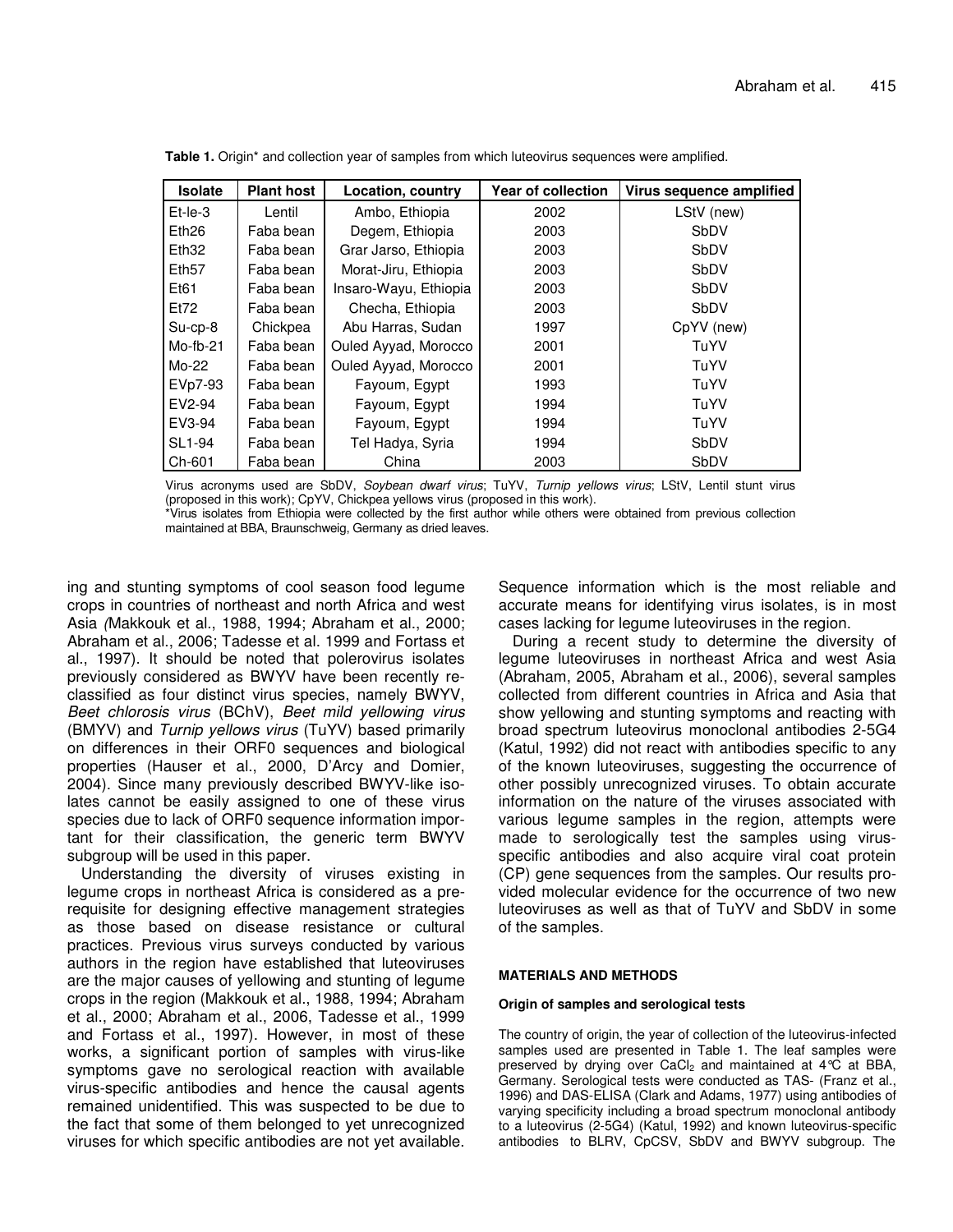**Table 1.** Origin* and collection year of samples from which luteovirus sequences were amplified.

| Isolate | Plant host | Location, country | Year of collection | Virus sequence amplified |
|---|---|---|---|---|
| Et-le-3 | Lentil | Ambo, Ethiopia | 2002 | LStV (new) |
| Eth26 | Faba bean | Degem, Ethiopia | 2003 | SbDV |
| Eth32 | Faba bean | Grar Jarso, Ethiopia | 2003 | SbDV |
| Eth57 | Faba bean | Morat-Jiru, Ethiopia | 2003 | SbDV |
| Et61 | Faba bean | Insaro-Wayu, Ethiopia | 2003 | SbDV |
| Et72 | Faba bean | Checha, Ethiopia | 2003 | SbDV |
| Su-cp-8 | Chickpea | Abu Harras, Sudan | 1997 | CpYV (new) |
| Mo-fb-21 | Faba bean | Ouled Ayyad, Morocco | 2001 | TuYV |
| Mo-22 | Faba bean | Ouled Ayyad, Morocco | 2001 | TuYV |
| EVp7-93 | Faba bean | Fayoum, Egypt | 1993 | TuYV |
| EV2-94 | Faba bean | Fayoum, Egypt | 1994 | TuYV |
| EV3-94 | Faba bean | Fayoum, Egypt | 1994 | TuYV |
| SL1-94 | Faba bean | Tel Hadya, Syria | 1994 | SbDV |
| Ch-601 | Faba bean | China | 2003 | SbDV |

Virus acronyms used are SbDV, *Soybean dwarf virus*; TuYV, *Turnip yellows virus*; LStV, Lentil stunt virus (proposed in this work); CpYV, Chickpea yellows virus (proposed in this work).

*Virus isolates from Ethiopia were collected by the first author while others were obtained from previous collection maintained at BBA, Braunschweig, Germany as dried leaves.

ing and stunting symptoms of cool season food legume crops in countries of northeast and north Africa and west Asia (Makkouk et al., 1988, 1994; Abraham et al., 2000; Abraham et al., 2006; Tadesse et al. 1999 and Fortass et al., 1997). It should be noted that polerovirus isolates previously considered as BWYV have been recently re-classified as four distinct virus species, namely BWYV, *Beet chlorosis virus* (BChV), *Beet mild yellowing virus* (BMYV) and *Turnip yellows virus* (TuYV) based primarily on differences in their ORF0 sequences and biological properties (Hauser et al., 2000, D'Arcy and Domier, 2004). Since many previously described BWYV-like isolates cannot be easily assigned to one of these virus species due to lack of ORF0 sequence information important for their classification, the generic term BWYV subgroup will be used in this paper.

Understanding the diversity of viruses existing in legume crops in northeast Africa is considered as a pre-requisite for designing effective management strategies as those based on disease resistance or cultural practices. Previous virus surveys conducted by various authors in the region have established that luteoviruses are the major causes of yellowing and stunting of legume crops in the region (Makkouk et al., 1988, 1994; Abraham et al., 2000; Abraham et al., 2006, Tadesse et al., 1999 and Fortass et al., 1997). However, in most of these works, a significant portion of samples with virus-like symptoms gave no serological reaction with available virus-specific antibodies and hence the causal agents remained unidentified. This was suspected to be due to the fact that some of them belonged to yet unrecognized viruses for which specific antibodies are not yet available. Sequence information which is the most reliable and accurate means for identifying virus isolates, is in most cases lacking for legume luteoviruses in the region.

During a recent study to determine the diversity of legume luteoviruses in northeast Africa and west Asia (Abraham, 2005, Abraham et al., 2006), several samples collected from different countries in Africa and Asia that show yellowing and stunting symptoms and reacting with broad spectrum luteovirus monoclonal antibodies 2-5G4 (Katul, 1992) did not react with antibodies specific to any of the known luteoviruses, suggesting the occurrence of other possibly unrecognized viruses. To obtain accurate information on the nature of the viruses associated with various legume samples in the region, attempts were made to serologically test the samples using virus-specific antibodies and also acquire viral coat protein (CP) gene sequences from the samples. Our results provided molecular evidence for the occurrence of two new luteoviruses as well as that of TuYV and SbDV in some of the samples.

## MATERIALS AND METHODS

### Origin of samples and serological tests

The country of origin, the year of collection of the luteovirus-infected samples used are presented in Table 1. The leaf samples were preserved by drying over $CaCl_2$ and maintained at 4°C at BBA, Germany. Serological tests were conducted as TAS- (Franz et al., 1996) and DAS-ELISA (Clark and Adams, 1977) using antibodies of varying specificity including a broad spectrum monoclonal antibody to a luteovirus (2-5G4) (Katul, 1992) and known luteovirus-specific antibodies to BLRV, CpCSV, SbDV and BWYV subgroup. The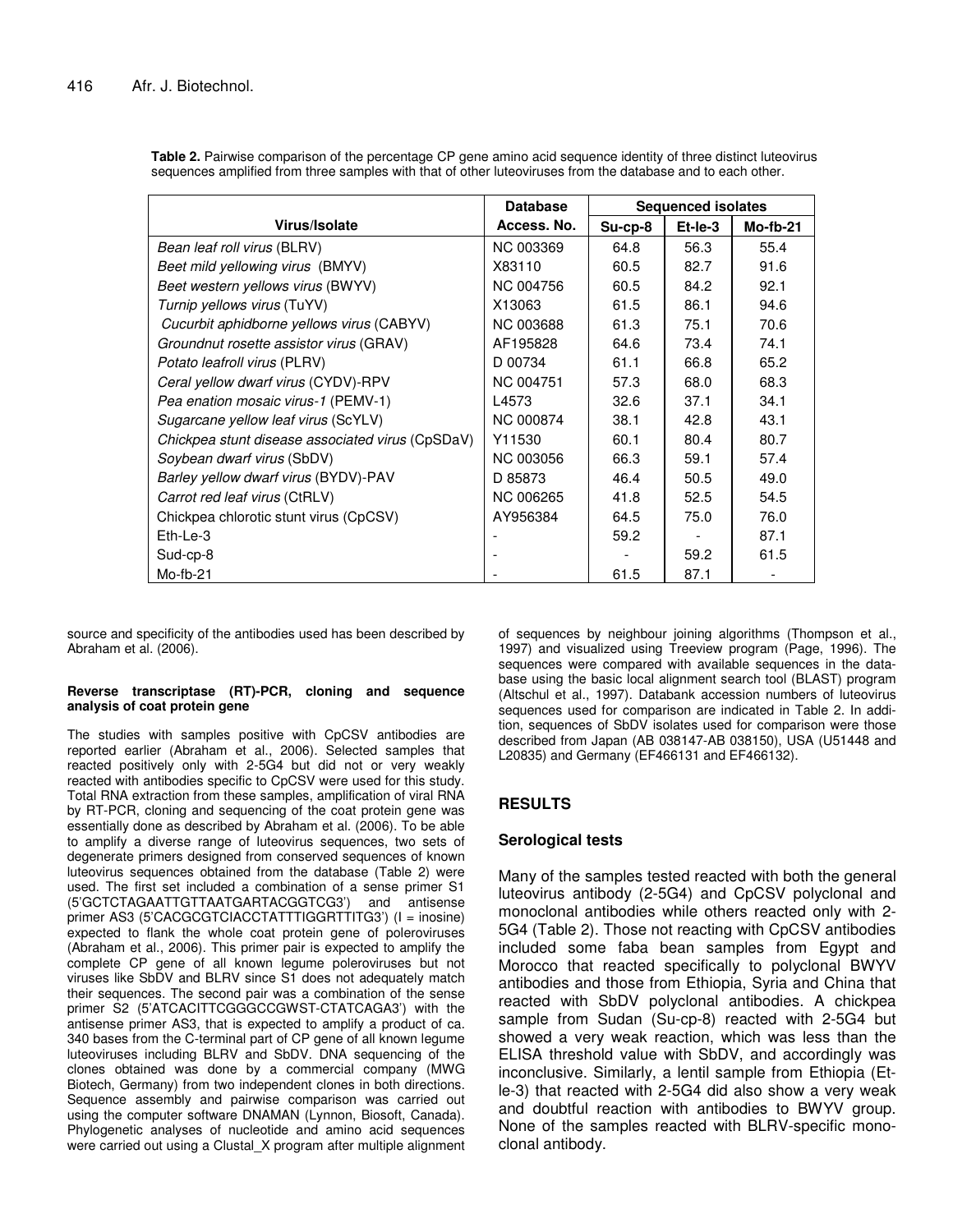**Table 2.** Pairwise comparison of the percentage CP gene amino acid sequence identity of three distinct luteovirus sequences amplified from three samples with that of other luteoviruses from the database and to each other.

| Virus/Isolate | Database Access. No. | Sequenced isolates | | |
|---|---|---|---|---|
| | | Su-cp-8 | Et-le-3 | Mo-fb-21 |
| *Bean leaf roll virus* (BLRV) | NC 003369 | 64.8 | 56.3 | 55.4 |
| *Beet mild yellowing virus* (BMYV) | X83110 | 60.5 | 82.7 | 91.6 |
| *Beet western yellows virus* (BWYV) | NC 004756 | 60.5 | 84.2 | 92.1 |
| *Turnip yellows virus* (TuYV) | X13063 | 61.5 | 86.1 | 94.6 |
| *Cucurbit aphidborne yellows virus* (CABYV) | NC 003688 | 61.3 | 75.1 | 70.6 |
| *Groundnut rosette assistor virus* (GRAV) | AF195828 | 64.6 | 73.4 | 74.1 |
| *Potato leafroll virus* (PLRV) | D 00734 | 61.1 | 66.8 | 65.2 |
| *Ceral yellow dwarf virus* (CYDV)-RPV | NC 004751 | 57.3 | 68.0 | 68.3 |
| *Pea enation mosaic virus-1* (PEMV-1) | L4573 | 32.6 | 37.1 | 34.1 |
| *Sugarcane yellow leaf virus* (ScYLV) | NC 000874 | 38.1 | 42.8 | 43.1 |
| *Chickpea stunt disease associated virus* (CpSDaV) | Y11530 | 60.1 | 80.4 | 80.7 |
| *Soybean dwarf virus* (SbDV) | NC 003056 | 66.3 | 59.1 | 57.4 |
| *Barley yellow dwarf virus* (BYDV)-PAV | D 85873 | 46.4 | 50.5 | 49.0 |
| *Carrot red leaf virus* (CtRLV) | NC 006265 | 41.8 | 52.5 | 54.5 |
| Chickpea chlorotic stunt virus (CpCSV) | AY956384 | 64.5 | 75.0 | 76.0 |
| Eth-Le-3 | - | 59.2 | - | 87.1 |
| Sud-cp-8 | - | - | 59.2 | 61.5 |
| Mo-fb-21 | - | 61.5 | 87.1 | - |

source and specificity of the antibodies used has been described by Abraham et al. (2006).

#### Reverse transcriptase (RT)-PCR, cloning and sequence analysis of coat protein gene

The studies with samples positive with CpCSV antibodies are reported earlier (Abraham et al., 2006). Selected samples that reacted positively only with 2-5G4 but did not or very weakly reacted with antibodies specific to CpCSV were used for this study. Total RNA extraction from these samples, amplification of viral RNA by RT-PCR, cloning and sequencing of the coat protein gene was essentially done as described by Abraham et al. (2006). To be able to amplify a diverse range of luteovirus sequences, two sets of degenerate primers designed from conserved sequences of known luteovirus sequences obtained from the database (Table 2) were used. The first set included a combination of a sense primer S1 (5'GCTCTAGAATTGTTAATGARTACGGTCG3') and antisense primer AS3 (5'CACGCGTCIACCTATTTIGGRTTITG3') (I = inosine) expected to flank the whole coat protein gene of poleroviruses (Abraham et al., 2006). This primer pair is expected to amplify the complete CP gene of all known legume poleroviruses but not viruses like SbDV and BLRV since S1 does not adequately match their sequences. The second pair was a combination of the sense primer S2 (5'ATCACITTCGGGCCGWST-CTATCAGA3') with the antisense primer AS3, that is expected to amplify a product of ca. 340 bases from the C-terminal part of CP gene of all known legume luteoviruses including BLRV and SbDV. DNA sequencing of the clones obtained was done by a commercial company (MWG Biotech, Germany) from two independent clones in both directions. Sequence assembly and pairwise comparison was carried out using the computer software DNAMAN (Lynnon, Biosoft, Canada). Phylogenetic analyses of nucleotide and amino acid sequences were carried out using a Clustal_X program after multiple alignment of sequences by neighbour joining algorithms (Thompson et al., 1997) and visualized using Treeview program (Page, 1996). The sequences were compared with available sequences in the database using the basic local alignment search tool (BLAST) program (Altschul et al., 1997). Databank accession numbers of luteovirus sequences used for comparison are indicated in Table 2. In addition, sequences of SbDV isolates used for comparison were those described from Japan (AB 038147-AB 038150), USA (U51448 and L20835) and Germany (EF466131 and EF466132).

## RESULTS

### Serological tests

Many of the samples tested reacted with both the general luteovirus antibody (2-5G4) and CpCSV polyclonal and monoclonal antibodies while others reacted only with 2-5G4 (Table 2). Those not reacting with CpCSV antibodies included some faba bean samples from Egypt and Morocco that reacted specifically to polyclonal BWYV antibodies and those from Ethiopia, Syria and China that reacted with SbDV polyclonal antibodies. A chickpea sample from Sudan (Su-cp-8) reacted with 2-5G4 but showed a very weak reaction, which was less than the ELISA threshold value with SbDV, and accordingly was inconclusive. Similarly, a lentil sample from Ethiopia (Et-le-3) that reacted with 2-5G4 did also show a very weak and doubtful reaction with antibodies to BWYV group. None of the samples reacted with BLRV-specific monoclonal antibody.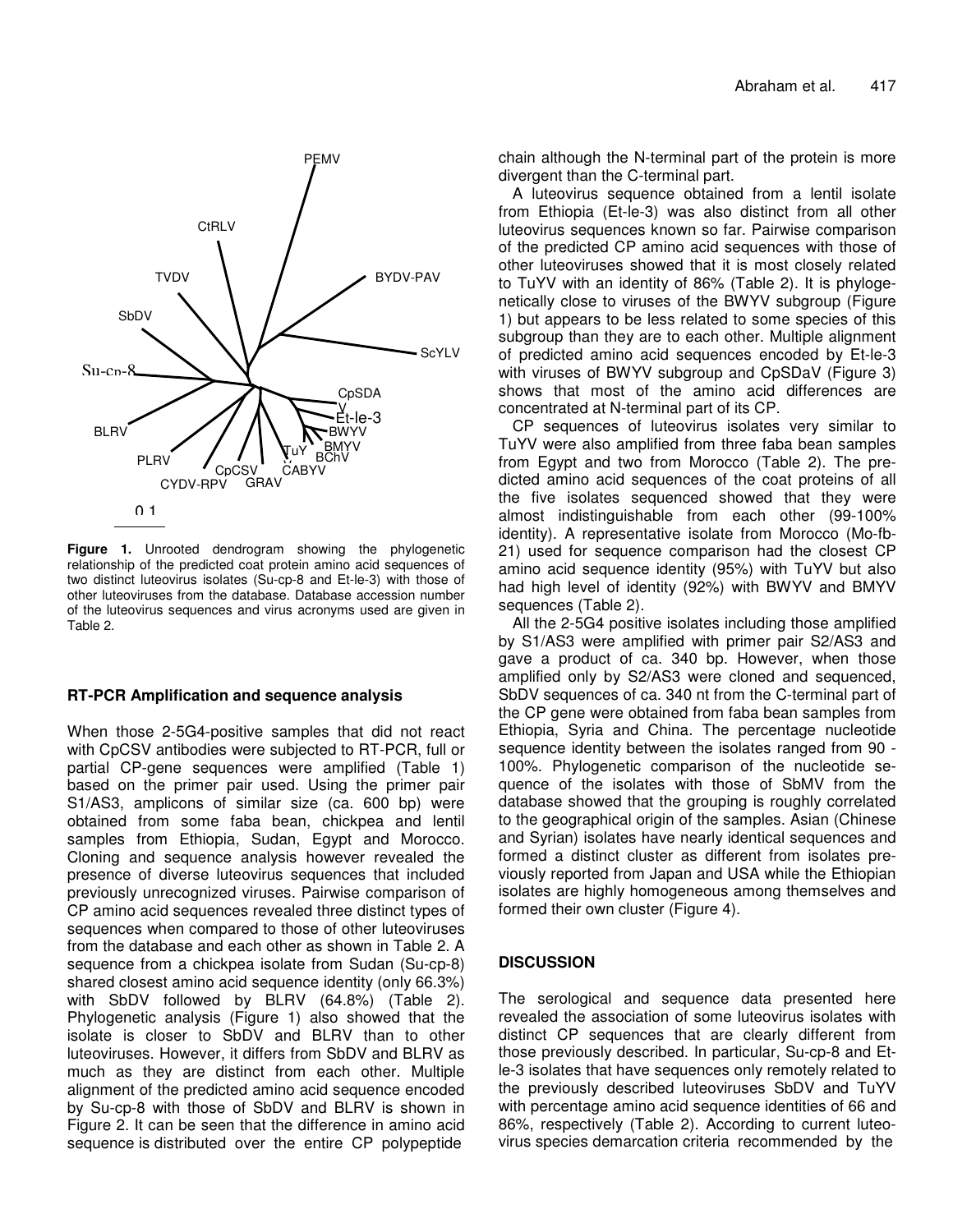**Figure 1.** Unrooted dendrogram showing the phylogenetic relationship of the predicted coat protein amino acid sequences of two distinct luteovirus isolates (Su-cp-8 and Et-le-3) with those of other luteoviruses from the database. Database accession number of the luteovirus sequences and virus acronyms used are given in Table 2.

### RT-PCR Amplification and sequence analysis

When those 2-5G4-positive samples that did not react with CpCSV antibodies were subjected to RT-PCR, full or partial CP-gene sequences were amplified (Table 1) based on the primer pair used. Using the primer pair S1/AS3, amplicons of similar size (ca. 600 bp) were obtained from some faba bean, chickpea and lentil samples from Ethiopia, Sudan, Egypt and Morocco. Cloning and sequence analysis however revealed the presence of diverse luteovirus sequences that included previously unrecognized viruses. Pairwise comparison of CP amino acid sequences revealed three distinct types of sequences when compared to those of other luteoviruses from the database and each other as shown in Table 2. A sequence from a chickpea isolate from Sudan (Su-cp-8) shared closest amino acid sequence identity (only 66.3%) with SbDV followed by BLRV (64.8%) (Table 2). Phylogenetic analysis (Figure 1) also showed that the isolate is closer to SbDV and BLRV than to other luteoviruses. However, it differs from SbDV and BLRV as much as they are distinct from each other. Multiple alignment of the predicted amino acid sequence encoded by Su-cp-8 with those of SbDV and BLRV is shown in Figure 2. It can be seen that the difference in amino acid sequence is distributed over the entire CP polypeptide chain although the N-terminal part of the protein is more divergent than the C-terminal part.

A luteovirus sequence obtained from a lentil isolate from Ethiopia (Et-le-3) was also distinct from all other luteovirus sequences known so far. Pairwise comparison of the predicted CP amino acid sequences with those of other luteoviruses showed that it is most closely related to TuYV with an identity of 86% (Table 2). It is phylogenetically close to viruses of the BWYV subgroup (Figure 1) but appears to be less related to some species of this subgroup than they are to each other. Multiple alignment of predicted amino acid sequences encoded by Et-le-3 with viruses of BWYV subgroup and CpSDaV (Figure 3) shows that most of the amino acid differences are concentrated at N-terminal part of its CP.

CP sequences of luteovirus isolates very similar to TuYV were also amplified from three faba bean samples from Egypt and two from Morocco (Table 2). The predicted amino acid sequences of the coat proteins of all the five isolates sequenced showed that they were almost indistinguishable from each other (99-100% identity). A representative isolate from Morocco (Mo-fb-21) used for sequence comparison had the closest CP amino acid sequence identity (95%) with TuYV but also had high level of identity (92%) with BWYV and BMYV sequences (Table 2).

All the 2-5G4 positive isolates including those amplified by S1/AS3 were amplified with primer pair S2/AS3 and gave a product of ca. 340 bp. However, when those amplified only by S2/AS3 were cloned and sequenced, SbDV sequences of ca. 340 nt from the C-terminal part of the CP gene were obtained from faba bean samples from Ethiopia, Syria and China. The percentage nucleotide sequence identity between the isolates ranged from 90 - 100%. Phylogenetic comparison of the nucleotide sequence of the isolates with those of SbMV from the database showed that the grouping is roughly correlated to the geographical origin of the samples. Asian (Chinese and Syrian) isolates have nearly identical sequences and formed a distinct cluster as different from isolates previously reported from Japan and USA while the Ethiopian isolates are highly homogeneous among themselves and formed their own cluster (Figure 4).

## DISCUSSION

The serological and sequence data presented here revealed the association of some luteovirus isolates with distinct CP sequences that are clearly different from those previously described. In particular, Su-cp-8 and Et-le-3 isolates that have sequences only remotely related to the previously described luteoviruses SbDV and TuYV with percentage amino acid sequence identities of 66 and 86%, respectively (Table 2). According to current luteovirus species demarcation criteria recommended by the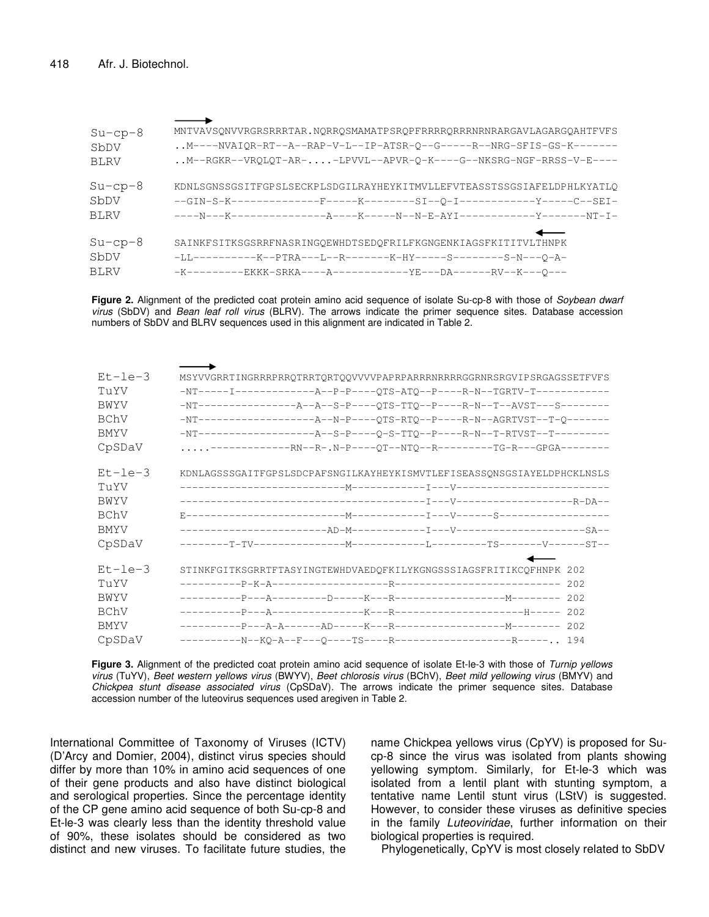```
Su-cp-8   MNTVAVSQNVVRGRSRRRTAR.NQRRQSMAMATPSRQPFRRRRQRRRNRNRARGAVLAGARGQAHTFVFS
SbDV      ..M----NVAIQR-RT--A--RAP-V-L--IP-ATSR-Q--G-----R--NRG-SFIS-GS-K-------
BLRV      ..M--RGKR--VRQLQT-AR-....-LPVVL--APVR-Q-K----G--NKSRG-NGF-RSSS-V-E----

Su-cp-8   KDNLSGNSSGSITFGPSLSECKPLSDGILRAYHEYKITMVLLEFVTEASSTSSGSIAFELDPHLKYATLQ
SbDV      --GIN-S-K--------------F-----K--------SI--Q-I------------Y-----C--SEI-
BLRV      ----N---K---------------A----K-----N--N-E-AYI------------Y-------NT-I-

Su-cp-8   SAINKFSITKSGSRRFNASRINGQEWHDTSEDQFRILFKGNGENKIAGSFKITITVLTHNPK
SbDV      -LL----------K--PTRA---L--R-------K-HY-----S--------S-N---Q-A-
BLRV      -K---------EKKK-SRKA----A------------YE---DA------RV--K---Q---
```

**Figure 2.** Alignment of the predicted coat protein amino acid sequence of isolate Su-cp-8 with those of *Soybean dwarf virus* (SbDV) and *Bean leaf roll virus* (BLRV). The arrows indicate the primer sequence sites. Database accession numbers of SbDV and BLRV sequences used in this alignment are indicated in Table 2.

```
Et-le-3   MSYVVGRRTINGRRRPRRQTRRTQRTQQVVVVPAPRPARRRNRRRRGGRNRSRGVIPSRGAGSSETFVFS
TuYV      -NT-----I-------------A--P-P----QTS-ATQ--P----R-N--TGRTV-T------------
BWYV      -NT---------------A--A--S-P----QTS-TTQ--P----R-N--T--AVST---S--------
BChV      -NT------------------A--N-P----QTS-RTQ--P----R-N--AGRTVST--T-Q-------
BMYV      -NT------------------A--S-P----Q-S-TTQ--P----R-N--T-RTVST--T---------
CpSDaV    .....-------------RN--R-.N-P----QT--NTQ--R---------TG-R---GPGA--------

Et-le-3   KDNLAGSSSGAITFGPSLSDCPAFSNGILKAYHEYKISMVTLEFISEASSQNSGSIAYELDPHCKLNSLS
TuYV      --------------------------M-----------I---V------------------------
BWYV      --------------------------------------I---V------------------R-DA--
BChV      E-------------------------M-----------I---V------S-----------------
BMYV      -----------------------AD-M-----------I---V--------------------SA--
CpSDaV    --------T-TV--------------M-----------L---------TS-------V------ST--

Et-le-3   STINKFGITKSGRRTFTASYINGTEWHDVAEDQFKILYKGNGSSSIAGSFRITIKCQFHNPK 202
TuYV      ----------P-K-A--------------------R-------------------------- 202
BWYV      ----------P---A---------D-----K---R------------------M-------- 202
BChV      ----------P---A----------------K---R---------------------H----- 202
BMYV      ----------P---A-A------AD-----K---R------------------M-------- 202
CpSDaV    ----------N--KQ-A--F---Q----TS----R-------------------R-----.. 194
```

**Figure 3.** Alignment of the predicted coat protein amino acid sequence of isolate Et-le-3 with those of *Turnip yellows virus* (TuYV), *Beet western yellows virus* (BWYV), *Beet chlorosis virus* (BChV), *Beet mild yellowing virus* (BMYV) and *Chickpea stunt disease associated virus* (CpSDaV). The arrows indicate the primer sequence sites. Database accession number of the luteovirus sequences used aregiven in Table 2.

International Committee of Taxonomy of Viruses (ICTV) (D'Arcy and Domier, 2004), distinct virus species should differ by more than 10% in amino acid sequences of one of their gene products and also have distinct biological and serological properties. Since the percentage identity of the CP gene amino acid sequence of both Su-cp-8 and Et-le-3 was clearly less than the identity threshold value of 90%, these isolates should be considered as two distinct and new viruses. To facilitate future studies, the name Chickpea yellows virus (CpYV) is proposed for Su-cp-8 since the virus was isolated from plants showing yellowing symptom. Similarly, for Et-le-3 which was isolated from a lentil plant with stunting symptom, a tentative name Lentil stunt virus (LStV) is suggested. However, to consider these viruses as definitive species in the family *Luteoviridae*, further information on their biological properties is required.

Phylogenetically, CpYV is most closely related to SbDV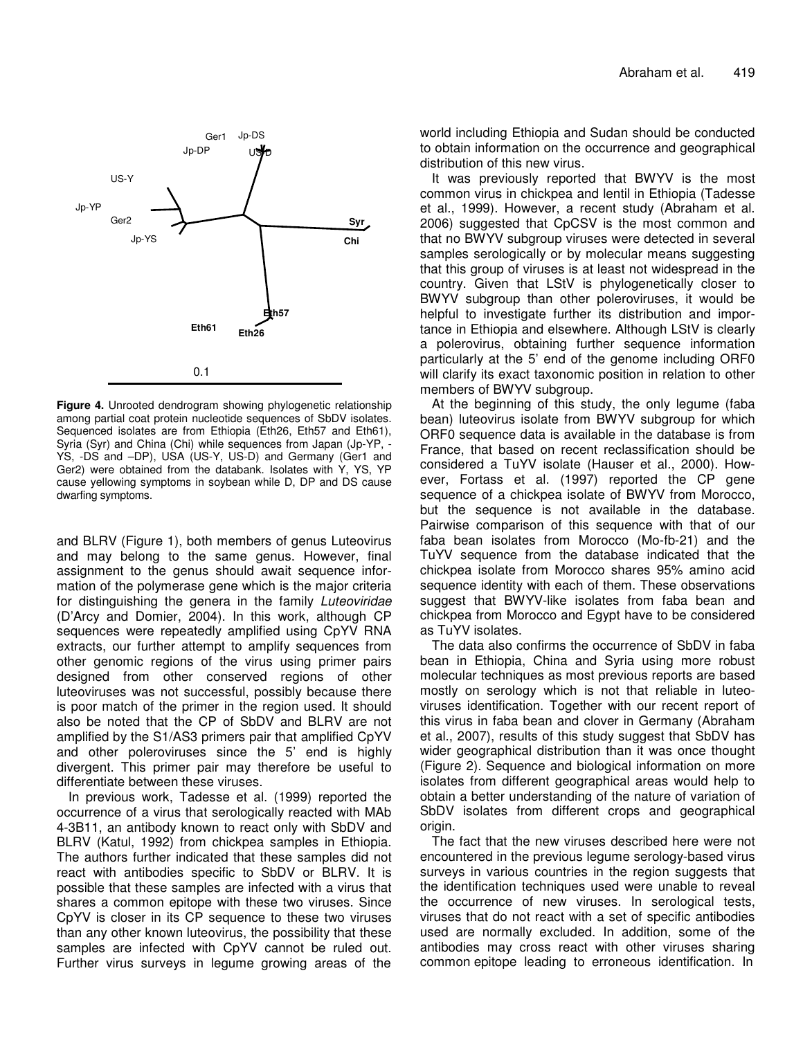**Figure 4.** Unrooted dendrogram showing phylogenetic relationship among partial coat protein nucleotide sequences of SbDV isolates. Sequenced isolates are from Ethiopia (Eth26, Eth57 and Eth61), Syria (Syr) and China (Chi) while sequences from Japan (Jp-YP, -YS, -DS and –DP), USA (US-Y, US-D) and Germany (Ger1 and Ger2) were obtained from the databank. Isolates with Y, YS, YP cause yellowing symptoms in soybean while D, DP and DS cause dwarfing symptoms.

and BLRV (Figure 1), both members of genus Luteovirus and may belong to the same genus. However, final assignment to the genus should await sequence information of the polymerase gene which is the major criteria for distinguishing the genera in the family *Luteoviridae* (D'Arcy and Domier, 2004). In this work, although CP sequences were repeatedly amplified using CpYV RNA extracts, our further attempt to amplify sequences from other genomic regions of the virus using primer pairs designed from other conserved regions of other luteoviruses was not successful, possibly because there is poor match of the primer in the region used. It should also be noted that the CP of SbDV and BLRV are not amplified by the S1/AS3 primers pair that amplified CpYV and other poleroviruses since the 5' end is highly divergent. This primer pair may therefore be useful to differentiate between these viruses.

In previous work, Tadesse et al. (1999) reported the occurrence of a virus that serologically reacted with MAb 4-3B11, an antibody known to react only with SbDV and BLRV (Katul, 1992) from chickpea samples in Ethiopia. The authors further indicated that these samples did not react with antibodies specific to SbDV or BLRV. It is possible that these samples are infected with a virus that shares a common epitope with these two viruses. Since CpYV is closer in its CP sequence to these two viruses than any other known luteovirus, the possibility that these samples are infected with CpYV cannot be ruled out. Further virus surveys in legume growing areas of the world including Ethiopia and Sudan should be conducted to obtain information on the occurrence and geographical distribution of this new virus.

It was previously reported that BWYV is the most common virus in chickpea and lentil in Ethiopia (Tadesse et al., 1999). However, a recent study (Abraham et al. 2006) suggested that CpCSV is the most common and that no BWYV subgroup viruses were detected in several samples serologically or by molecular means suggesting that this group of viruses is at least not widespread in the country. Given that LStV is phylogenetically closer to BWYV subgroup than other poleroviruses, it would be helpful to investigate further its distribution and importance in Ethiopia and elsewhere. Although LStV is clearly a polerovirus, obtaining further sequence information particularly at the 5' end of the genome including ORF0 will clarify its exact taxonomic position in relation to other members of BWYV subgroup.

At the beginning of this study, the only legume (faba bean) luteovirus isolate from BWYV subgroup for which ORF0 sequence data is available in the database is from France, that based on recent reclassification should be considered a TuYV isolate (Hauser et al., 2000). However, Fortass et al. (1997) reported the CP gene sequence of a chickpea isolate of BWYV from Morocco, but the sequence is not available in the database. Pairwise comparison of this sequence with that of our faba bean isolates from Morocco (Mo-fb-21) and the TuYV sequence from the database indicated that the chickpea isolate from Morocco shares 95% amino acid sequence identity with each of them. These observations suggest that BWYV-like isolates from faba bean and chickpea from Morocco and Egypt have to be considered as TuYV isolates.

The data also confirms the occurrence of SbDV in faba bean in Ethiopia, China and Syria using more robust molecular techniques as most previous reports are based mostly on serology which is not that reliable in luteoviruses identification. Together with our recent report of this virus in faba bean and clover in Germany (Abraham et al., 2007), results of this study suggest that SbDV has wider geographical distribution than it was once thought (Figure 2). Sequence and biological information on more isolates from different geographical areas would help to obtain a better understanding of the nature of variation of SbDV isolates from different crops and geographical origin.

The fact that the new viruses described here were not encountered in the previous legume serology-based virus surveys in various countries in the region suggests that the identification techniques used were unable to reveal the occurrence of new viruses. In serological tests, viruses that do not react with a set of specific antibodies used are normally excluded. In addition, some of the antibodies may cross react with other viruses sharing common epitope leading to erroneous identification. In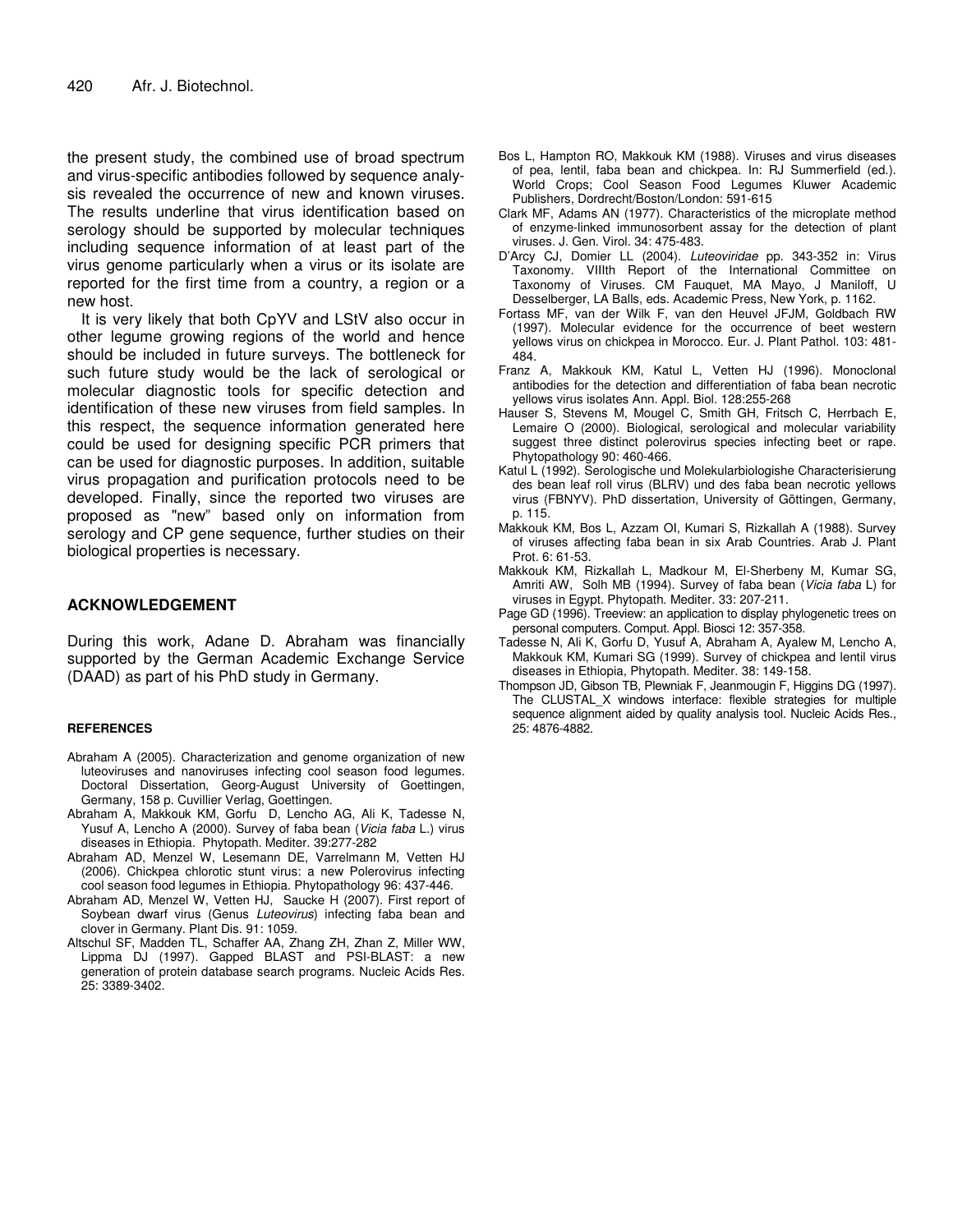the present study, the combined use of broad spectrum and virus-specific antibodies followed by sequence analysis revealed the occurrence of new and known viruses. The results underline that virus identification based on serology should be supported by molecular techniques including sequence information of at least part of the virus genome particularly when a virus or its isolate are reported for the first time from a country, a region or a new host.

It is very likely that both CpYV and LStV also occur in other legume growing regions of the world and hence should be included in future surveys. The bottleneck for such future study would be the lack of serological or molecular diagnostic tools for specific detection and identification of these new viruses from field samples. In this respect, the sequence information generated here could be used for designing specific PCR primers that can be used for diagnostic purposes. In addition, suitable virus propagation and purification protocols need to be developed. Finally, since the reported two viruses are proposed as "new" based only on information from serology and CP gene sequence, further studies on their biological properties is necessary.

## ACKNOWLEDGEMENT

During this work, Adane D. Abraham was financially supported by the German Academic Exchange Service (DAAD) as part of his PhD study in Germany.

### REFERENCES

Abraham A (2005). Characterization and genome organization of new luteoviruses and nanoviruses infecting cool season food legumes. Doctoral Dissertation, Georg-August University of Goettingen, Germany, 158 p. Cuvillier Verlag, Goettingen.

Abraham A, Makkouk KM, Gorfu D, Lencho AG, Ali K, Tadesse N, Yusuf A, Lencho A (2000). Survey of faba bean (*Vicia faba* L.) virus diseases in Ethiopia. Phytopath. Mediter. 39:277-282

Abraham AD, Menzel W, Lesemann DE, Varrelmann M, Vetten HJ (2006). Chickpea chlorotic stunt virus: a new Polerovirus infecting cool season food legumes in Ethiopia. Phytopathology 96: 437-446.

Abraham AD, Menzel W, Vetten HJ, Saucke H (2007). First report of Soybean dwarf virus (Genus *Luteovirus*) infecting faba bean and clover in Germany. Plant Dis. 91: 1059.

Altschul SF, Madden TL, Schaffer AA, Zhang ZH, Zhan Z, Miller WW, Lippma DJ (1997). Gapped BLAST and PSI-BLAST: a new generation of protein database search programs. Nucleic Acids Res. 25: 3389-3402.

Bos L, Hampton RO, Makkouk KM (1988). Viruses and virus diseases of pea, lentil, faba bean and chickpea. In: RJ Summerfield (ed.). World Crops; Cool Season Food Legumes Kluwer Academic Publishers, Dordrecht/Boston/London: 591-615

Clark MF, Adams AN (1977). Characteristics of the microplate method of enzyme-linked immunosorbent assay for the detection of plant viruses. J. Gen. Virol. 34: 475-483.

D'Arcy CJ, Domier LL (2004). *Luteoviridae* pp. 343-352 in: Virus Taxonomy. VIIIth Report of the International Committee on Taxonomy of Viruses. CM Fauquet, MA Mayo, J Maniloff, U Desselberger, LA Balls, eds. Academic Press, New York, p. 1162.

Fortass MF, van der Wilk F, van den Heuvel JFJM, Goldbach RW (1997). Molecular evidence for the occurrence of beet western yellows virus on chickpea in Morocco. Eur. J. Plant Pathol. 103: 481-484.

Franz A, Makkouk KM, Katul L, Vetten HJ (1996). Monoclonal antibodies for the detection and differentiation of faba bean necrotic yellows virus isolates Ann. Appl. Biol. 128:255-268

Hauser S, Stevens M, Mougel C, Smith GH, Fritsch C, Herrbach E, Lemaire O (2000). Biological, serological and molecular variability suggest three distinct polerovirus species infecting beet or rape. Phytopathology 90: 460-466.

Katul L (1992). Serologische und Molekularbiologishe Characterisierung des bean leaf roll virus (BLRV) und des faba bean necrotic yellows virus (FBNYV). PhD dissertation, University of Göttingen, Germany, p. 115.

Makkouk KM, Bos L, Azzam OI, Kumari S, Rizkallah A (1988). Survey of viruses affecting faba bean in six Arab Countries. Arab J. Plant Prot. 6: 61-53.

Makkouk KM, Rizkallah L, Madkour M, El-Sherbeny M, Kumar SG, Amriti AW, Solh MB (1994). Survey of faba bean (*Vicia faba* L) for viruses in Egypt. Phytopath. Mediter. 33: 207-211.

Page GD (1996). Treeview: an application to display phylogenetic trees on personal computers. Comput. Appl. Biosci 12: 357-358.

Tadesse N, Ali K, Gorfu D, Yusuf A, Abraham A, Ayalew M, Lencho A, Makkouk KM, Kumari SG (1999). Survey of chickpea and lentil virus diseases in Ethiopia, Phytopath. Mediter. 38: 149-158.

Thompson JD, Gibson TB, Plewniak F, Jeanmougin F, Higgins DG (1997). The CLUSTAL_X windows interface: flexible strategies for multiple sequence alignment aided by quality analysis tool. Nucleic Acids Res., 25: 4876-4882.